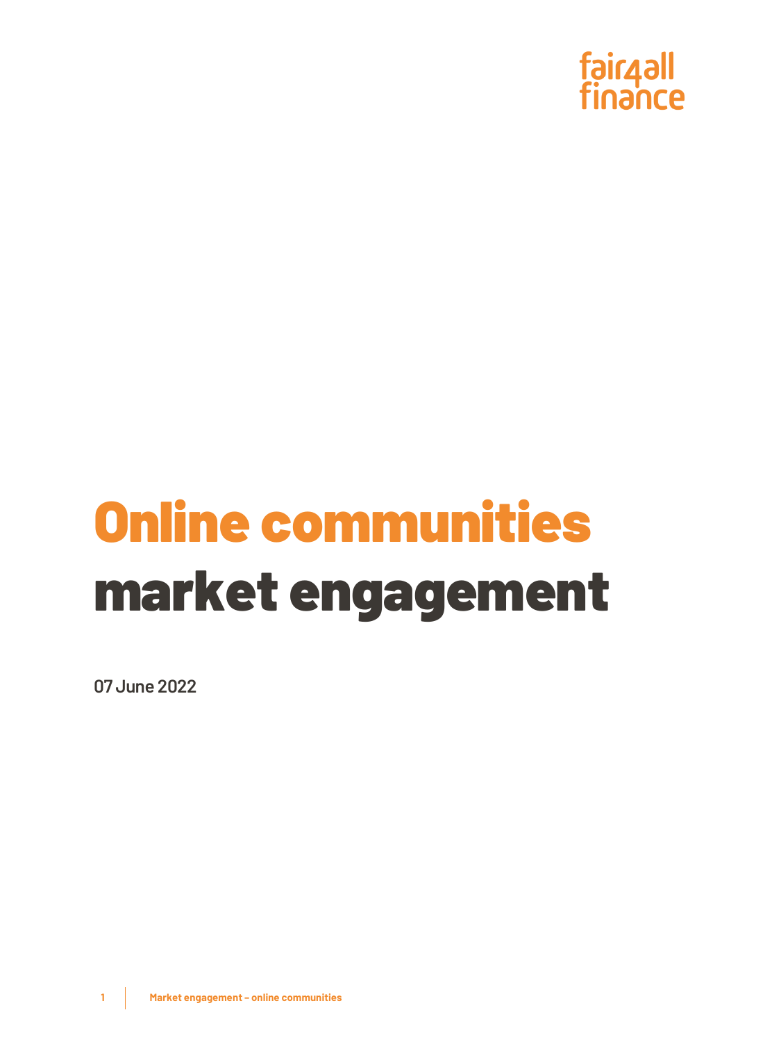fair4all finance

# Online communities market engagement

**07 June 2022**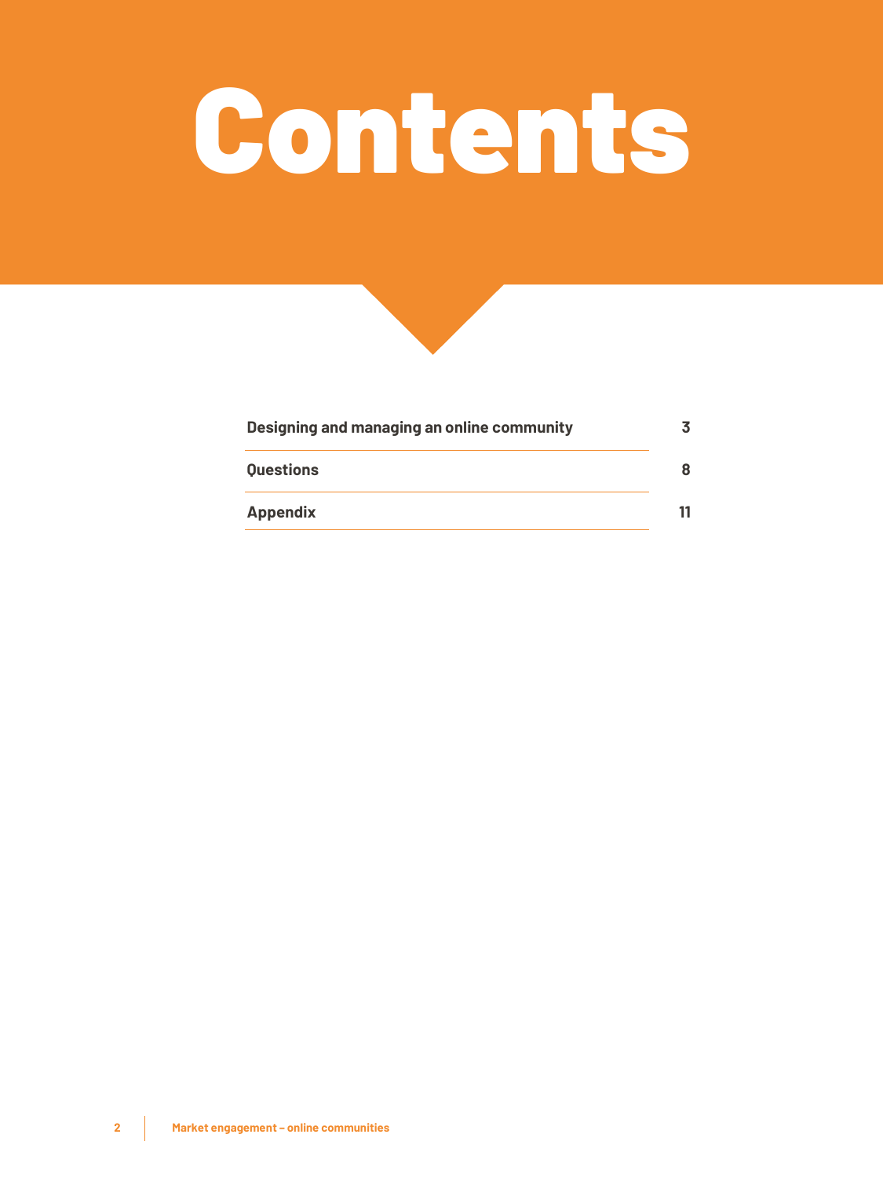# Contents

| | |
|---|---|
| Designing and managing an online community | 3 |
| Questions | 8 |
| Appendix | 11 |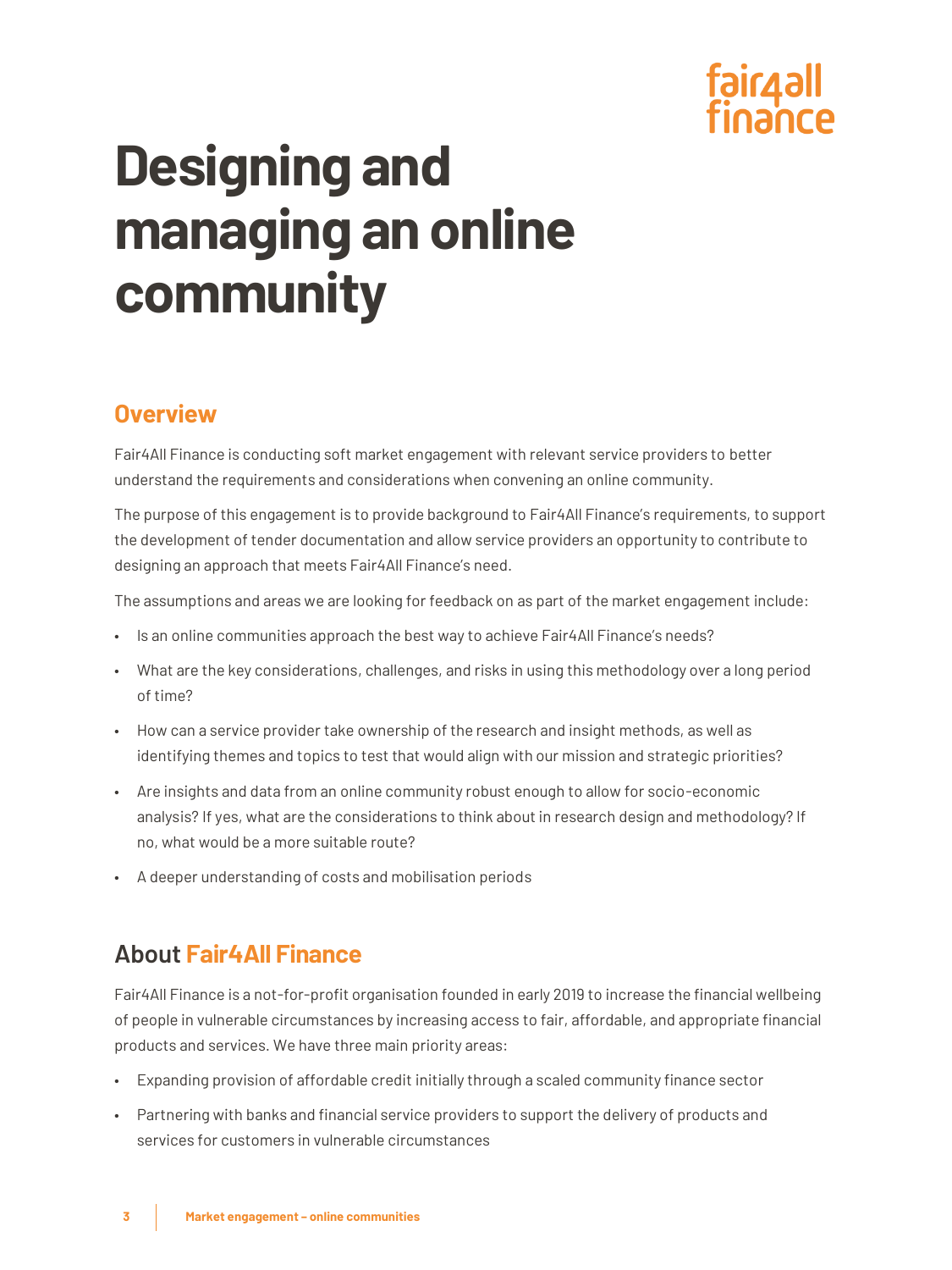# Designing and managing an online community

## Overview

Fair4All Finance is conducting soft market engagement with relevant service providers to better understand the requirements and considerations when convening an online community.

The purpose of this engagement is to provide background to Fair4All Finance's requirements, to support the development of tender documentation and allow service providers an opportunity to contribute to designing an approach that meets Fair4All Finance's need.

The assumptions and areas we are looking for feedback on as part of the market engagement include:

- Is an online communities approach the best way to achieve Fair4All Finance's needs?
- What are the key considerations, challenges, and risks in using this methodology over a long period of time?
- How can a service provider take ownership of the research and insight methods, as well as identifying themes and topics to test that would align with our mission and strategic priorities?
- Are insights and data from an online community robust enough to allow for socio-economic analysis? If yes, what are the considerations to think about in research design and methodology? If no, what would be a more suitable route?
- A deeper understanding of costs and mobilisation periods

## About Fair4All Finance

Fair4All Finance is a not-for-profit organisation founded in early 2019 to increase the financial wellbeing of people in vulnerable circumstances by increasing access to fair, affordable, and appropriate financial products and services. We have three main priority areas:

- Expanding provision of affordable credit initially through a scaled community finance sector
- Partnering with banks and financial service providers to support the delivery of products and services for customers in vulnerable circumstances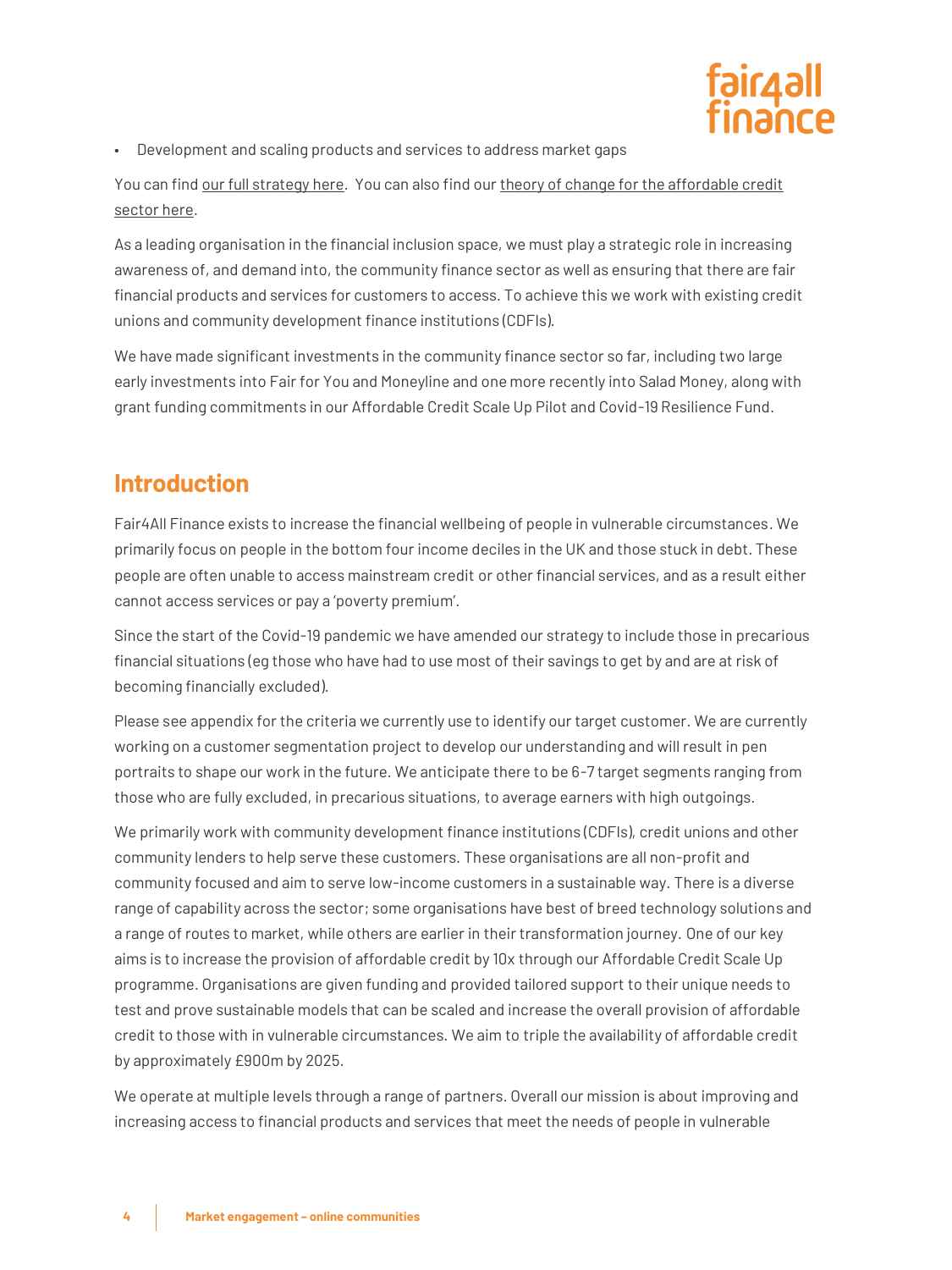- Development and scaling products and services to address market gaps

You can find our full strategy here. You can also find our theory of change for the affordable credit sector here.

As a leading organisation in the financial inclusion space, we must play a strategic role in increasing awareness of, and demand into, the community finance sector as well as ensuring that there are fair financial products and services for customers to access. To achieve this we work with existing credit unions and community development finance institutions (CDFIs).

We have made significant investments in the community finance sector so far, including two large early investments into Fair for You and Moneyline and one more recently into Salad Money, along with grant funding commitments in our Affordable Credit Scale Up Pilot and Covid-19 Resilience Fund.

## Introduction

Fair4All Finance exists to increase the financial wellbeing of people in vulnerable circumstances. We primarily focus on people in the bottom four income deciles in the UK and those stuck in debt. These people are often unable to access mainstream credit or other financial services, and as a result either cannot access services or pay a 'poverty premium'.

Since the start of the Covid-19 pandemic we have amended our strategy to include those in precarious financial situations (eg those who have had to use most of their savings to get by and are at risk of becoming financially excluded).

Please see appendix for the criteria we currently use to identify our target customer. We are currently working on a customer segmentation project to develop our understanding and will result in pen portraits to shape our work in the future. We anticipate there to be 6-7 target segments ranging from those who are fully excluded, in precarious situations, to average earners with high outgoings.

We primarily work with community development finance institutions (CDFIs), credit unions and other community lenders to help serve these customers. These organisations are all non-profit and community focused and aim to serve low-income customers in a sustainable way. There is a diverse range of capability across the sector; some organisations have best of breed technology solutions and a range of routes to market, while others are earlier in their transformation journey. One of our key aims is to increase the provision of affordable credit by 10x through our Affordable Credit Scale Up programme. Organisations are given funding and provided tailored support to their unique needs to test and prove sustainable models that can be scaled and increase the overall provision of affordable credit to those with in vulnerable circumstances. We aim to triple the availability of affordable credit by approximately £900m by 2025.

We operate at multiple levels through a range of partners. Overall our mission is about improving and increasing access to financial products and services that meet the needs of people in vulnerable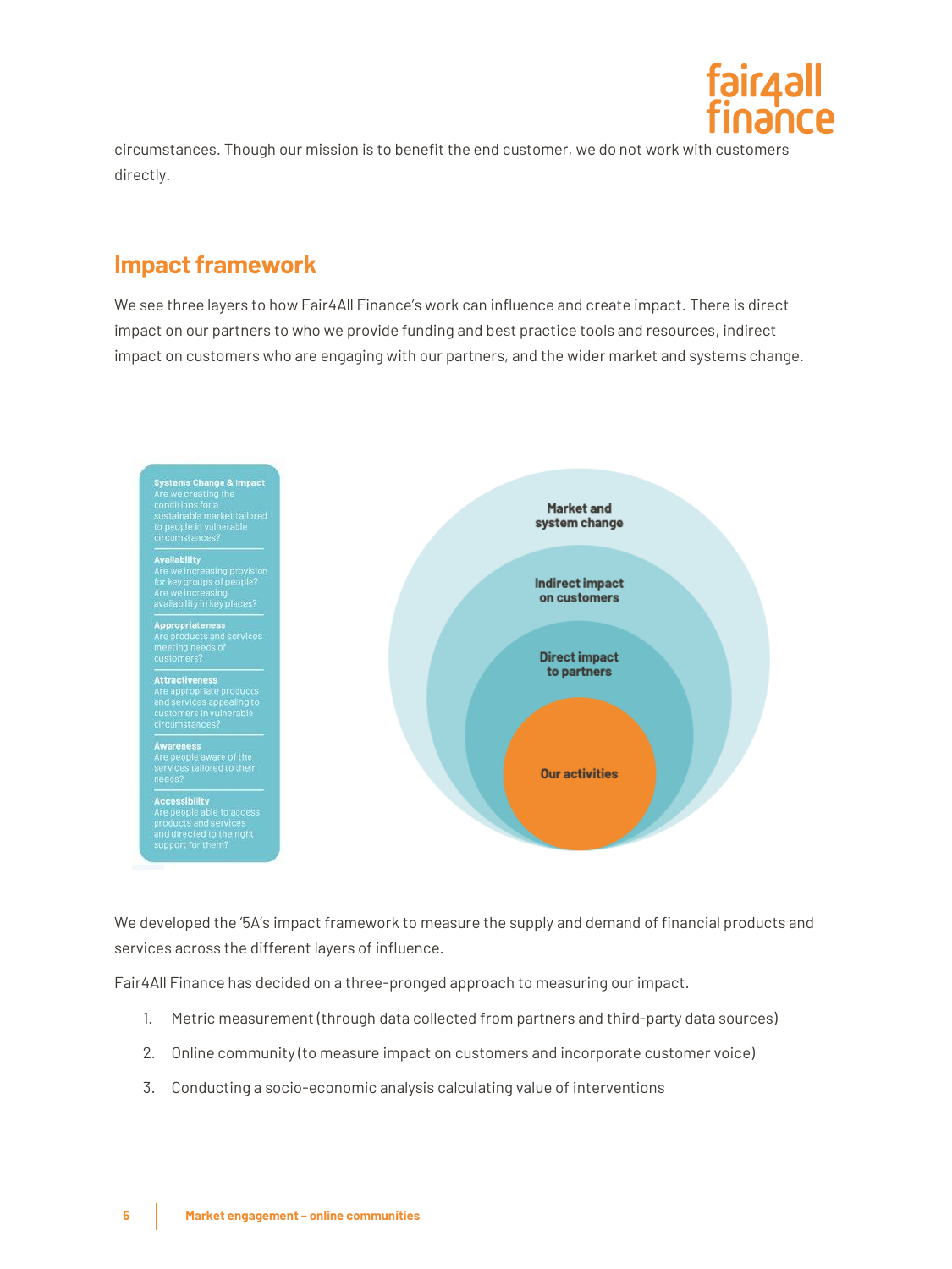circumstances. Though our mission is to benefit the end customer, we do not work with customers directly.

## Impact framework

We see three layers to how Fair4All Finance's work can influence and create impact. There is direct impact on our partners to who we provide funding and best practice tools and resources, indirect impact on customers who are engaging with our partners, and the wider market and systems change.

**Systems Change & Impact**
Are we creating the conditions for a sustainable market tailored to people in vulnerable circumstances?

**Availability**
Are we increasing provision for key groups of people? Are we increasing availability in key places?

**Appropriateness**
Are products and services meeting needs of customers?

**Attractiveness**
Are appropriate products and services appealing to customers in vulnerable circumstances?

**Awareness**
Are people aware of the services tailored to their needs?

**Accessibility**
Are people able to access products and services and directed to the right support for them?

Market and system change

Indirect impact on customers

Direct impact to partners

Our activities

We developed the '5A's impact framework to measure the supply and demand of financial products and services across the different layers of influence.

Fair4All Finance has decided on a three-pronged approach to measuring our impact.

1. Metric measurement (through data collected from partners and third-party data sources)
2. Online community (to measure impact on customers and incorporate customer voice)
3. Conducting a socio-economic analysis calculating value of interventions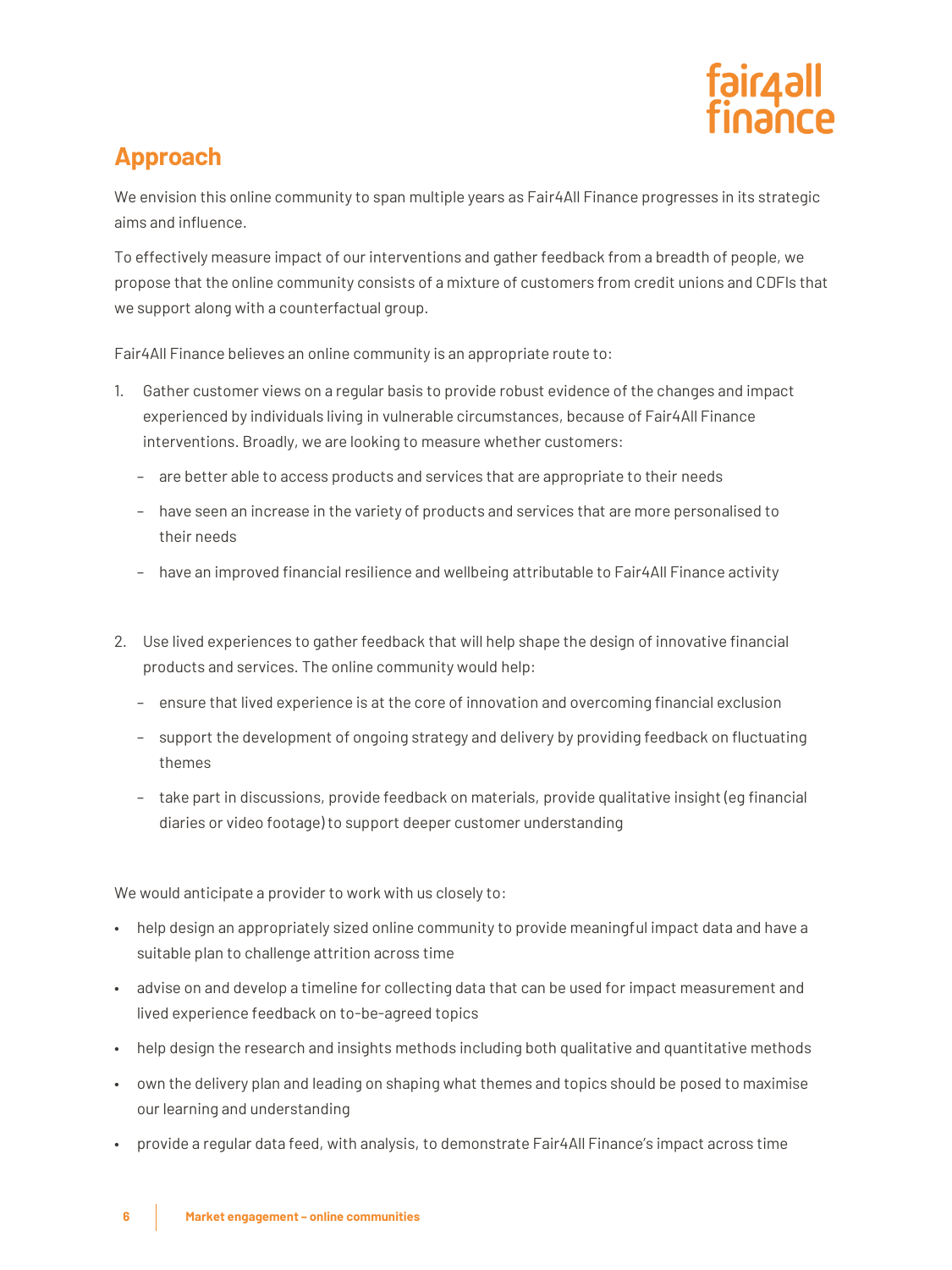## Approach

We envision this online community to span multiple years as Fair4All Finance progresses in its strategic aims and influence.

To effectively measure impact of our interventions and gather feedback from a breadth of people, we propose that the online community consists of a mixture of customers from credit unions and CDFIs that we support along with a counterfactual group.

Fair4All Finance believes an online community is an appropriate route to:

1. Gather customer views on a regular basis to provide robust evidence of the changes and impact experienced by individuals living in vulnerable circumstances, because of Fair4All Finance interventions. Broadly, we are looking to measure whether customers:
   - are better able to access products and services that are appropriate to their needs
   - have seen an increase in the variety of products and services that are more personalised to their needs
   - have an improved financial resilience and wellbeing attributable to Fair4All Finance activity

2. Use lived experiences to gather feedback that will help shape the design of innovative financial products and services. The online community would help:
   - ensure that lived experience is at the core of innovation and overcoming financial exclusion
   - support the development of ongoing strategy and delivery by providing feedback on fluctuating themes
   - take part in discussions, provide feedback on materials, provide qualitative insight (eg financial diaries or video footage) to support deeper customer understanding

We would anticipate a provider to work with us closely to:

- help design an appropriately sized online community to provide meaningful impact data and have a suitable plan to challenge attrition across time
- advise on and develop a timeline for collecting data that can be used for impact measurement and lived experience feedback on to-be-agreed topics
- help design the research and insights methods including both qualitative and quantitative methods
- own the delivery plan and leading on shaping what themes and topics should be posed to maximise our learning and understanding
- provide a regular data feed, with analysis, to demonstrate Fair4All Finance's impact across time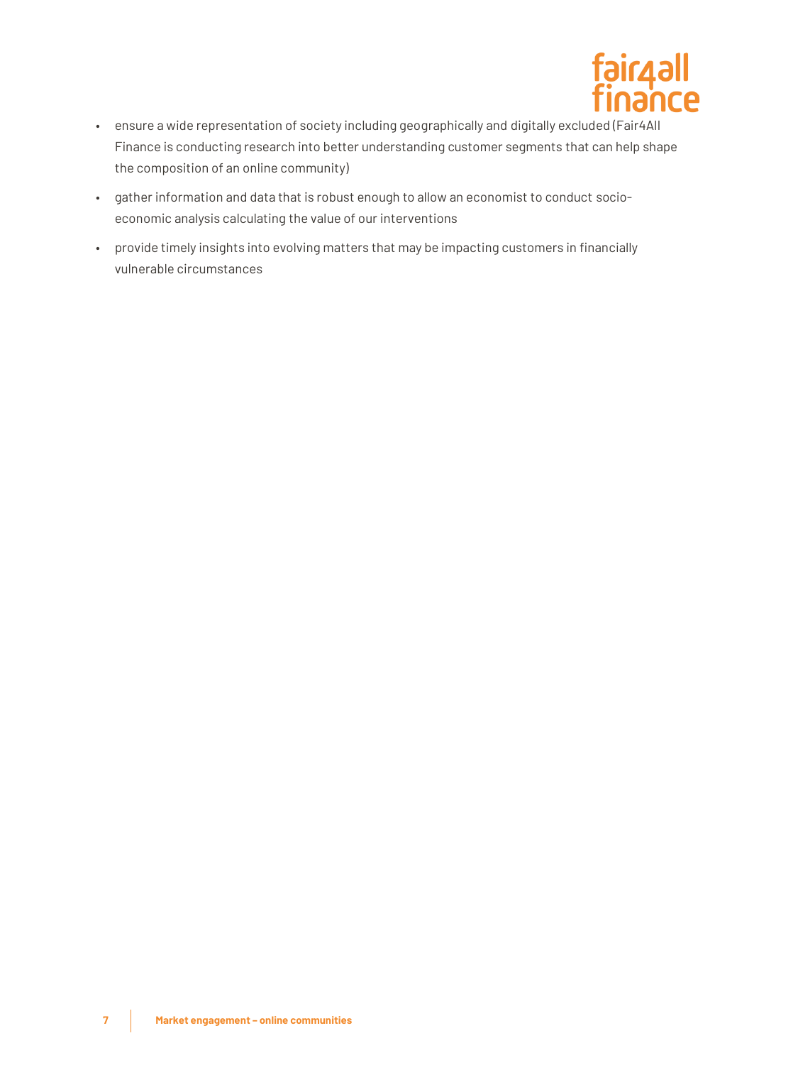- ensure a wide representation of society including geographically and digitally excluded (Fair4All Finance is conducting research into better understanding customer segments that can help shape the composition of an online community)
- gather information and data that is robust enough to allow an economist to conduct socio-economic analysis calculating the value of our interventions
- provide timely insights into evolving matters that may be impacting customers in financially vulnerable circumstances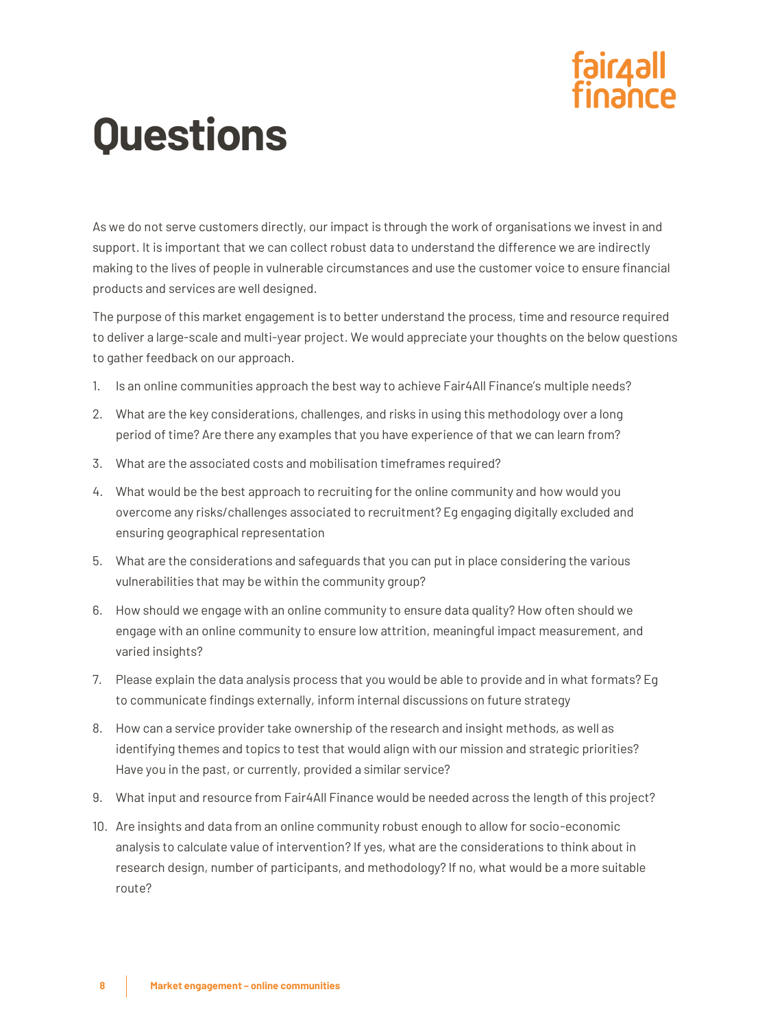# Questions

As we do not serve customers directly, our impact is through the work of organisations we invest in and support. It is important that we can collect robust data to understand the difference we are indirectly making to the lives of people in vulnerable circumstances and use the customer voice to ensure financial products and services are well designed.

The purpose of this market engagement is to better understand the process, time and resource required to deliver a large-scale and multi-year project. We would appreciate your thoughts on the below questions to gather feedback on our approach.

1. Is an online communities approach the best way to achieve Fair4All Finance's multiple needs?
2. What are the key considerations, challenges, and risks in using this methodology over a long period of time? Are there any examples that you have experience of that we can learn from?
3. What are the associated costs and mobilisation timeframes required?
4. What would be the best approach to recruiting for the online community and how would you overcome any risks/challenges associated to recruitment? Eg engaging digitally excluded and ensuring geographical representation
5. What are the considerations and safeguards that you can put in place considering the various vulnerabilities that may be within the community group?
6. How should we engage with an online community to ensure data quality? How often should we engage with an online community to ensure low attrition, meaningful impact measurement, and varied insights?
7. Please explain the data analysis process that you would be able to provide and in what formats? Eg to communicate findings externally, inform internal discussions on future strategy
8. How can a service provider take ownership of the research and insight methods, as well as identifying themes and topics to test that would align with our mission and strategic priorities? Have you in the past, or currently, provided a similar service?
9. What input and resource from Fair4All Finance would be needed across the length of this project?
10. Are insights and data from an online community robust enough to allow for socio-economic analysis to calculate value of intervention? If yes, what are the considerations to think about in research design, number of participants, and methodology? If no, what would be a more suitable route?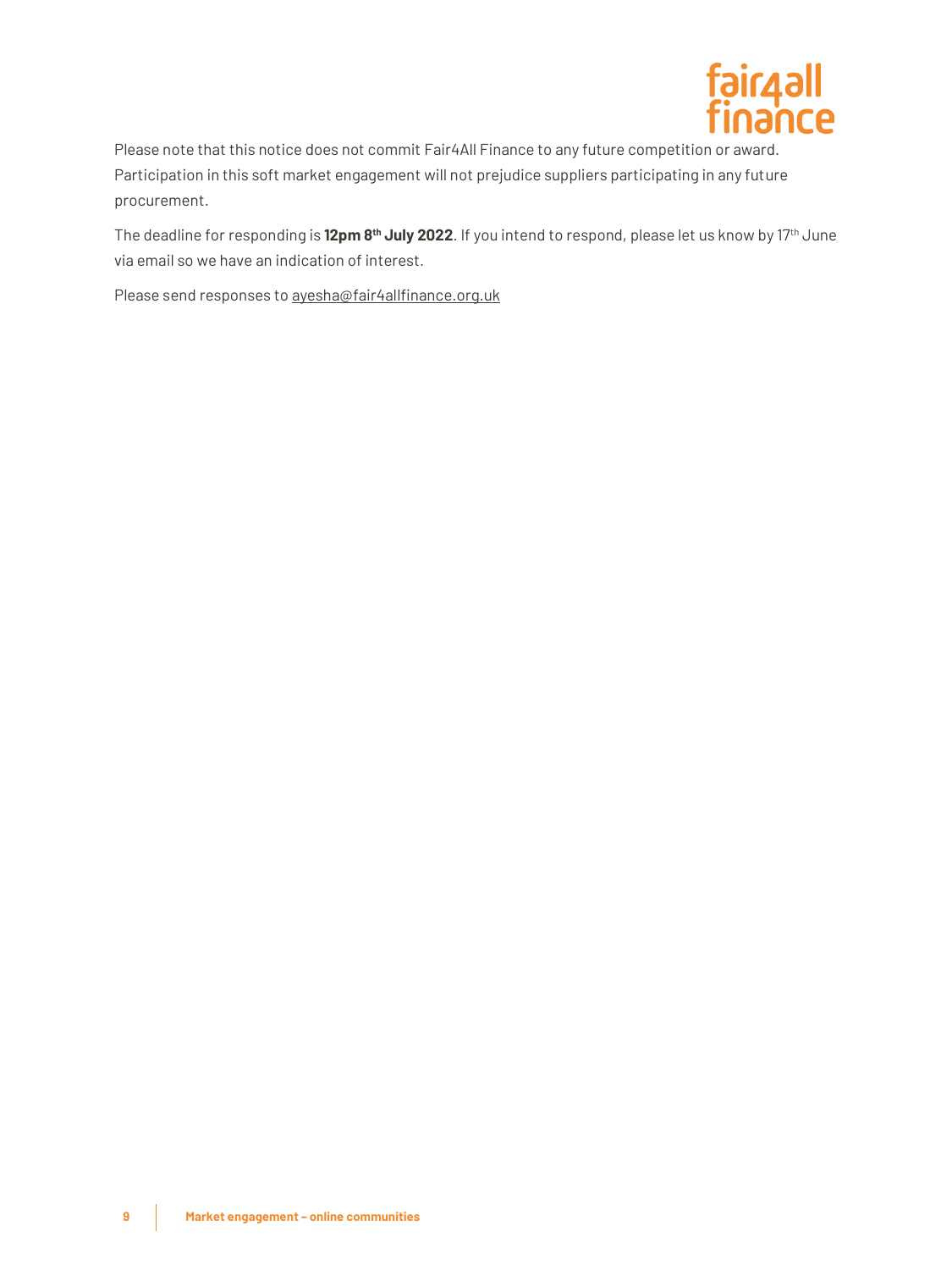Please note that this notice does not commit Fair4All Finance to any future competition or award. Participation in this soft market engagement will not prejudice suppliers participating in any future procurement.

The deadline for responding is **12pm 8th July 2022**. If you intend to respond, please let us know by 17th June via email so we have an indication of interest.

Please send responses to ayesha@fair4allfinance.org.uk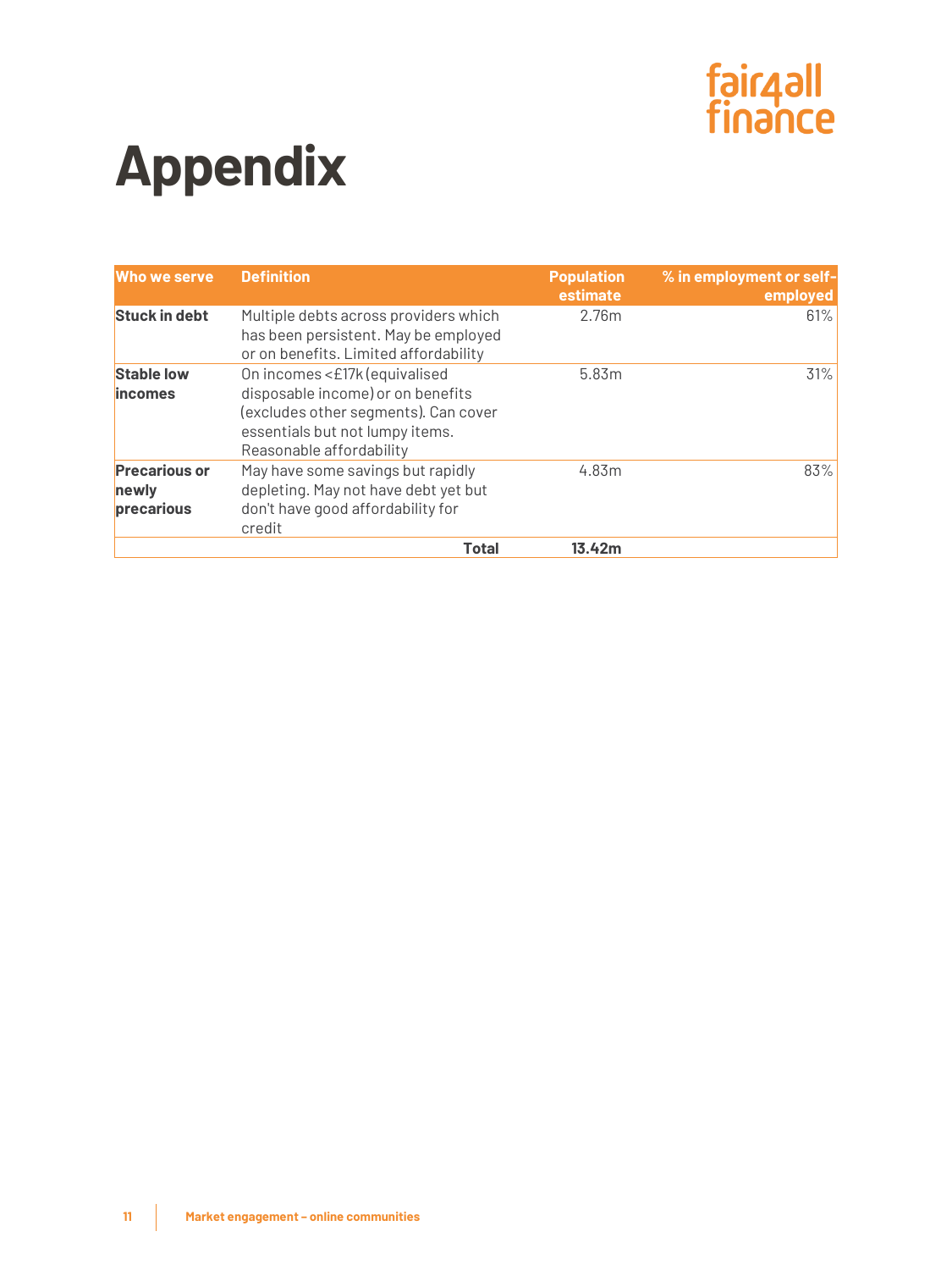# Appendix

| Who we serve | Definition | Population estimate | % in employment or self-employed |
|---|---|---|---|
| **Stuck in debt** | Multiple debts across providers which has been persistent. May be employed or on benefits. Limited affordability | 2.76m | 61% |
| **Stable low incomes** | On incomes <£17k (equivalised disposable income) or on benefits (excludes other segments). Can cover essentials but not lumpy items. Reasonable affordability | 5.83m | 31% |
| **Precarious or newly precarious** | May have some savings but rapidly depleting. May not have debt yet but don't have good affordability for credit | 4.83m | 83% |
| | **Total** | **13.42m** | |